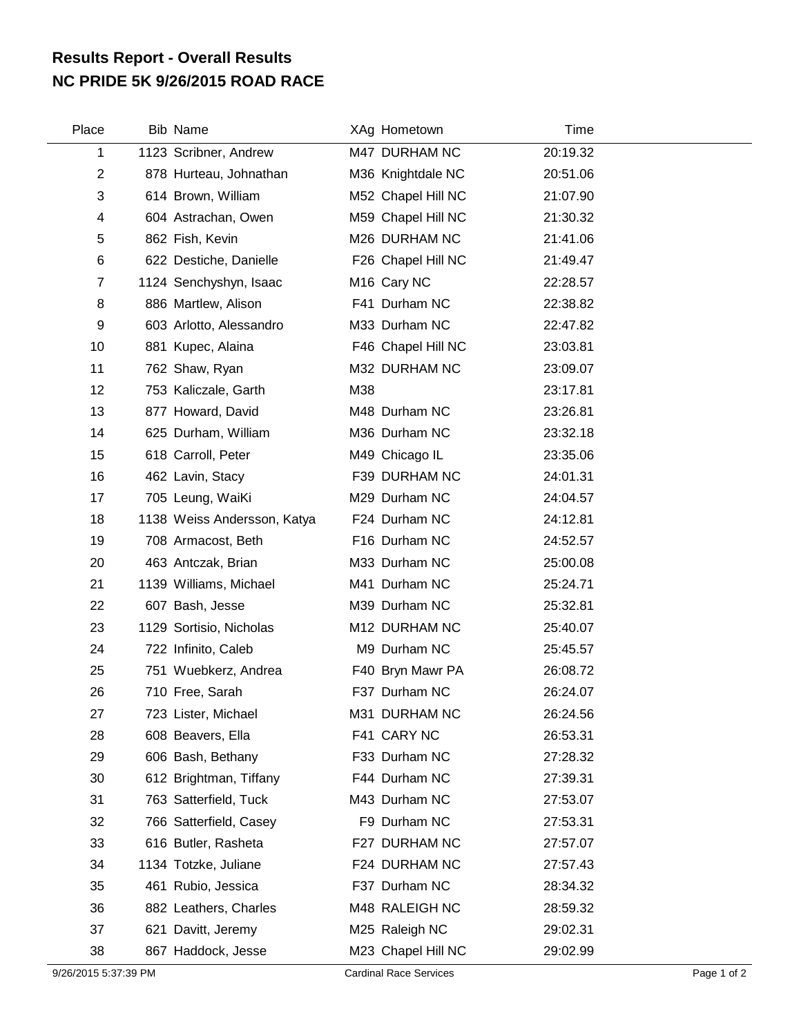# Results Report - Overall Results
# NC PRIDE 5K 9/26/2015 ROAD RACE

| Place | Bib | Name | XAg | Hometown | Time |
|---|---|---|---|---|---|
| 1 | 1123 | Scribner, Andrew | M47 | DURHAM NC | 20:19.32 |
| 2 | 878 | Hurteau, Johnathan | M36 | Knightdale NC | 20:51.06 |
| 3 | 614 | Brown, William | M52 | Chapel Hill NC | 21:07.90 |
| 4 | 604 | Astrachan, Owen | M59 | Chapel Hill NC | 21:30.32 |
| 5 | 862 | Fish, Kevin | M26 | DURHAM NC | 21:41.06 |
| 6 | 622 | Destiche, Danielle | F26 | Chapel Hill NC | 21:49.47 |
| 7 | 1124 | Senchyshyn, Isaac | M16 | Cary NC | 22:28.57 |
| 8 | 886 | Martlew, Alison | F41 | Durham NC | 22:38.82 |
| 9 | 603 | Arlotto, Alessandro | M33 | Durham NC | 22:47.82 |
| 10 | 881 | Kupec, Alaina | F46 | Chapel Hill NC | 23:03.81 |
| 11 | 762 | Shaw, Ryan | M32 | DURHAM NC | 23:09.07 |
| 12 | 753 | Kaliczale, Garth | M38 | | 23:17.81 |
| 13 | 877 | Howard, David | M48 | Durham NC | 23:26.81 |
| 14 | 625 | Durham, William | M36 | Durham NC | 23:32.18 |
| 15 | 618 | Carroll, Peter | M49 | Chicago IL | 23:35.06 |
| 16 | 462 | Lavin, Stacy | F39 | DURHAM NC | 24:01.31 |
| 17 | 705 | Leung, WaiKi | M29 | Durham NC | 24:04.57 |
| 18 | 1138 | Weiss Andersson, Katya | F24 | Durham NC | 24:12.81 |
| 19 | 708 | Armacost, Beth | F16 | Durham NC | 24:52.57 |
| 20 | 463 | Antczak, Brian | M33 | Durham NC | 25:00.08 |
| 21 | 1139 | Williams, Michael | M41 | Durham NC | 25:24.71 |
| 22 | 607 | Bash, Jesse | M39 | Durham NC | 25:32.81 |
| 23 | 1129 | Sortisio, Nicholas | M12 | DURHAM NC | 25:40.07 |
| 24 | 722 | Infinito, Caleb | M9 | Durham NC | 25:45.57 |
| 25 | 751 | Wuebkerz, Andrea | F40 | Bryn Mawr PA | 26:08.72 |
| 26 | 710 | Free, Sarah | F37 | Durham NC | 26:24.07 |
| 27 | 723 | Lister, Michael | M31 | DURHAM NC | 26:24.56 |
| 28 | 608 | Beavers, Ella | F41 | CARY NC | 26:53.31 |
| 29 | 606 | Bash, Bethany | F33 | Durham NC | 27:28.32 |
| 30 | 612 | Brightman, Tiffany | F44 | Durham NC | 27:39.31 |
| 31 | 763 | Satterfield, Tuck | M43 | Durham NC | 27:53.07 |
| 32 | 766 | Satterfield, Casey | F9 | Durham NC | 27:53.31 |
| 33 | 616 | Butler, Rasheta | F27 | DURHAM NC | 27:57.07 |
| 34 | 1134 | Totzke, Juliane | F24 | DURHAM NC | 27:57.43 |
| 35 | 461 | Rubio, Jessica | F37 | Durham NC | 28:34.32 |
| 36 | 882 | Leathers, Charles | M48 | RALEIGH NC | 28:59.32 |
| 37 | 621 | Davitt, Jeremy | M25 | Raleigh NC | 29:02.31 |
| 38 | 867 | Haddock, Jesse | M23 | Chapel Hill NC | 29:02.99 |

9/26/2015 5:37:39 PM Cardinal Race Services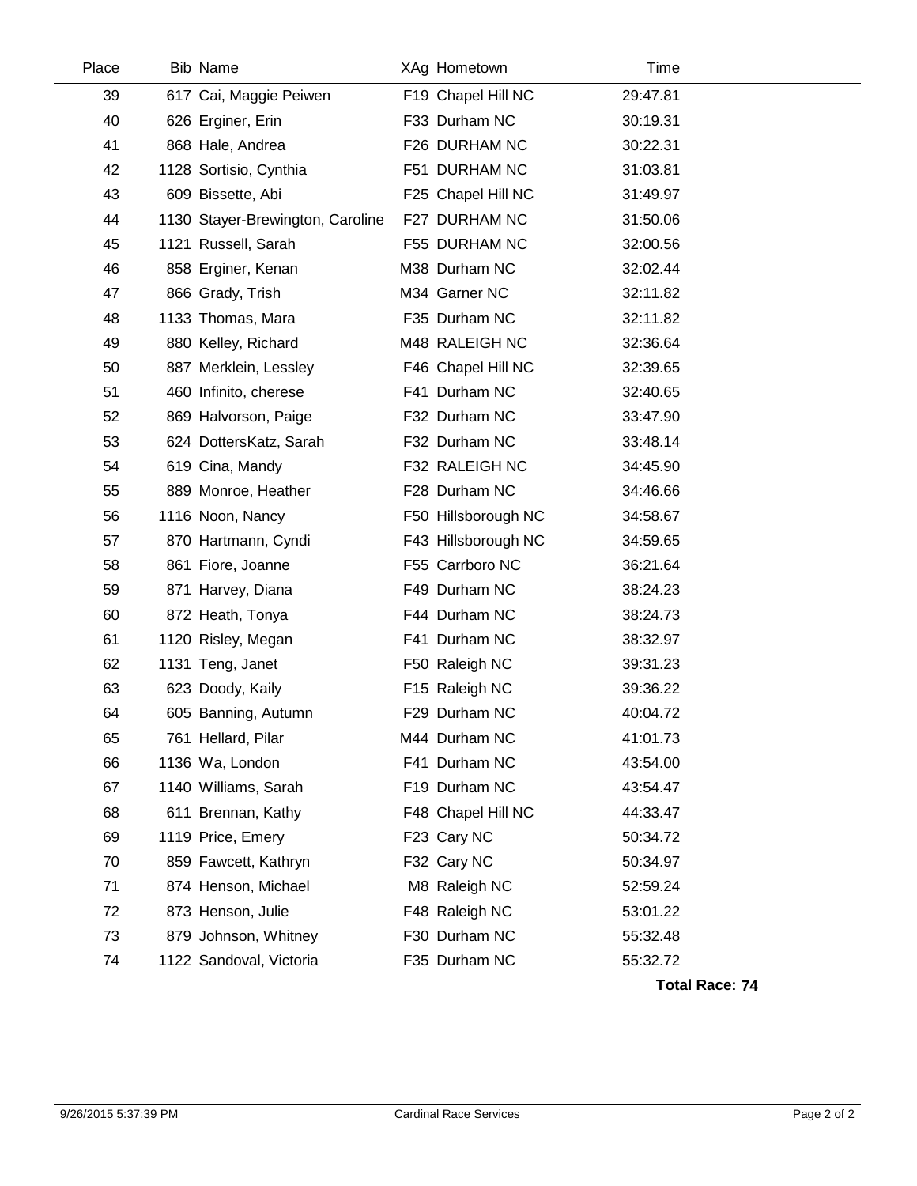| Place | Bib | Name | XAg | Hometown | Time |
|---|---|---|---|---|---|
| 39 | 617 | Cai, Maggie Peiwen | F19 | Chapel Hill NC | 29:47.81 |
| 40 | 626 | Erginer, Erin | F33 | Durham NC | 30:19.31 |
| 41 | 868 | Hale, Andrea | F26 | DURHAM NC | 30:22.31 |
| 42 | 1128 | Sortisio, Cynthia | F51 | DURHAM NC | 31:03.81 |
| 43 | 609 | Bissette, Abi | F25 | Chapel Hill NC | 31:49.97 |
| 44 | 1130 | Stayer-Brewington, Caroline | F27 | DURHAM NC | 31:50.06 |
| 45 | 1121 | Russell, Sarah | F55 | DURHAM NC | 32:00.56 |
| 46 | 858 | Erginer, Kenan | M38 | Durham NC | 32:02.44 |
| 47 | 866 | Grady, Trish | M34 | Garner NC | 32:11.82 |
| 48 | 1133 | Thomas, Mara | F35 | Durham NC | 32:11.82 |
| 49 | 880 | Kelley, Richard | M48 | RALEIGH NC | 32:36.64 |
| 50 | 887 | Merklein, Lessley | F46 | Chapel Hill NC | 32:39.65 |
| 51 | 460 | Infinito, cherese | F41 | Durham NC | 32:40.65 |
| 52 | 869 | Halvorson, Paige | F32 | Durham NC | 33:47.90 |
| 53 | 624 | DottersKatz, Sarah | F32 | Durham NC | 33:48.14 |
| 54 | 619 | Cina, Mandy | F32 | RALEIGH NC | 34:45.90 |
| 55 | 889 | Monroe, Heather | F28 | Durham NC | 34:46.66 |
| 56 | 1116 | Noon, Nancy | F50 | Hillsborough NC | 34:58.67 |
| 57 | 870 | Hartmann, Cyndi | F43 | Hillsborough NC | 34:59.65 |
| 58 | 861 | Fiore, Joanne | F55 | Carrboro NC | 36:21.64 |
| 59 | 871 | Harvey, Diana | F49 | Durham NC | 38:24.23 |
| 60 | 872 | Heath, Tonya | F44 | Durham NC | 38:24.73 |
| 61 | 1120 | Risley, Megan | F41 | Durham NC | 38:32.97 |
| 62 | 1131 | Teng, Janet | F50 | Raleigh NC | 39:31.23 |
| 63 | 623 | Doody, Kaily | F15 | Raleigh NC | 39:36.22 |
| 64 | 605 | Banning, Autumn | F29 | Durham NC | 40:04.72 |
| 65 | 761 | Hellard, Pilar | M44 | Durham NC | 41:01.73 |
| 66 | 1136 | Wa, London | F41 | Durham NC | 43:54.00 |
| 67 | 1140 | Williams, Sarah | F19 | Durham NC | 43:54.47 |
| 68 | 611 | Brennan, Kathy | F48 | Chapel Hill NC | 44:33.47 |
| 69 | 1119 | Price, Emery | F23 | Cary NC | 50:34.72 |
| 70 | 859 | Fawcett, Kathryn | F32 | Cary NC | 50:34.97 |
| 71 | 874 | Henson, Michael | M8 | Raleigh NC | 52:59.24 |
| 72 | 873 | Henson, Julie | F48 | Raleigh NC | 53:01.22 |
| 73 | 879 | Johnson, Whitney | F30 | Durham NC | 55:32.48 |
| 74 | 1122 | Sandoval, Victoria | F35 | Durham NC | 55:32.72 |

**Total Race: 74**

9/26/2015 5:37:39 PM Cardinal Race Services